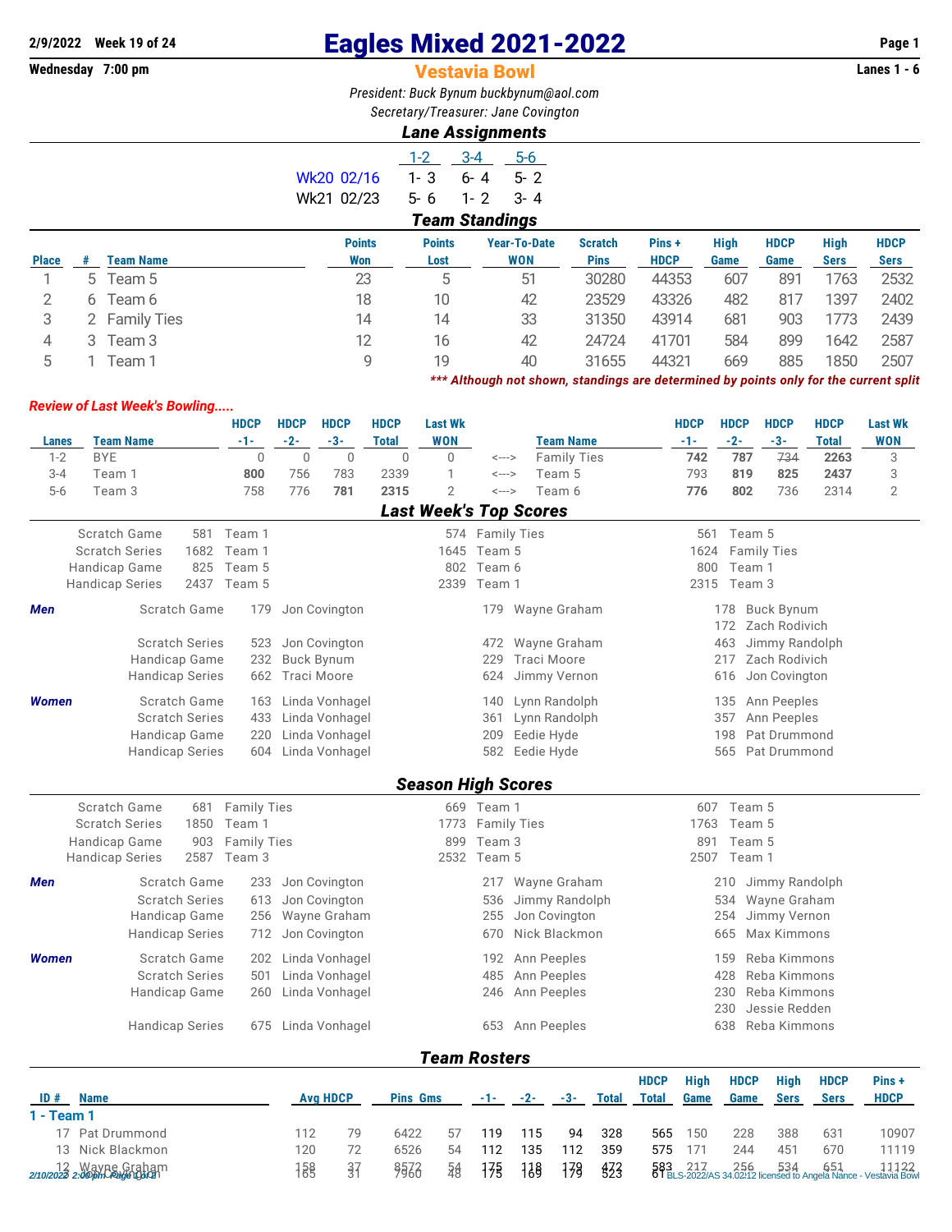2/9/2022 Week 19 of 24

Wednesday 7:00 pm

# Eagles Mixed 2021-2022

## Vestavia Bowl

Lanes 1 - 6

*President: Buck Bynum buckbynum@aol.com*

*Secretary/Treasurer: Jane Covington*

### Lane Assignments

| | 1-2 | 3-4 | 5-6 |
|---|---|---|---|
| Wk20 02/16 | 1- 3 | 6- 4 | 5- 2 |
| Wk21 02/23 | 5- 6 | 1- 2 | 3- 4 |

### Team Standings

| Place | # | Team Name | Points Won | Points Lost | Year-To-Date WON | Scratch Pins | Pins + HDCP | High Game | HDCP Game | High Sers | HDCP Sers |
|---|---|---|---|---|---|---|---|---|---|---|---|
| 1 | 5 | Team 5 | 23 | 5 | 51 | 30280 | 44353 | 607 | 891 | 1763 | 2532 |
| 2 | 6 | Team 6 | 18 | 10 | 42 | 23529 | 43326 | 482 | 817 | 1397 | 2402 |
| 3 | 2 | Family Ties | 14 | 14 | 33 | 31350 | 43914 | 681 | 903 | 1773 | 2439 |
| 4 | 3 | Team 3 | 12 | 16 | 42 | 24724 | 41701 | 584 | 899 | 1642 | 2587 |
| 5 | 1 | Team 1 | 9 | 19 | 40 | 31655 | 44321 | 669 | 885 | 1850 | 2507 |

*** Although not shown, standings are determined by points only for the current split

### Review of Last Week's Bowling.....

| Lanes | Team Name | HDCP -1- | HDCP -2- | HDCP -3- | HDCP Total | Last Wk WON | | Team Name | HDCP -1- | HDCP -2- | HDCP -3- | HDCP Total | Last Wk WON |
|---|---|---|---|---|---|---|---|---|---|---|---|---|---|
| 1-2 | BYE | 0 | 0 | 0 | 0 | 0 | <---> | Family Ties | **742** | **787** | ~~734~~ | **2263** | 3 |
| 3-4 | Team 1 | **800** | 756 | 783 | 2339 | 1 | <---> | Team 5 | 793 | **819** | **825** | **2437** | 3 |
| 5-6 | Team 3 | 758 | 776 | **781** | **2315** | 2 | <---> | Team 6 | **776** | **802** | 736 | 2314 | 2 |

### Last Week's Top Scores

| | | | | | | |
|---|---|---|---|---|---|---|
| Scratch Game | 581 | Team 1 | 574 | Family Ties | 561 | Team 5 |
| Scratch Series | 1682 | Team 1 | 1645 | Team 5 | 1624 | Family Ties |
| Handicap Game | 825 | Team 5 | 802 | Team 6 | 800 | Team 1 |
| Handicap Series | 2437 | Team 5 | 2339 | Team 1 | 2315 | Team 3 |

| | | | | | | | |
|---|---|---|---|---|---|---|---|
| **Men** | Scratch Game | 179 | Jon Covington | 179 | Wayne Graham | 178 | Buck Bynum |
| | | | | | | 172 | Zach Rodivich |
| | Scratch Series | 523 | Jon Covington | 472 | Wayne Graham | 463 | Jimmy Randolph |
| | Handicap Game | 232 | Buck Bynum | 229 | Traci Moore | 217 | Zach Rodivich |
| | Handicap Series | 662 | Traci Moore | 624 | Jimmy Vernon | 616 | Jon Covington |
| **Women** | Scratch Game | 163 | Linda Vonhagel | 140 | Lynn Randolph | 135 | Ann Peeples |
| | Scratch Series | 433 | Linda Vonhagel | 361 | Lynn Randolph | 357 | Ann Peeples |
| | Handicap Game | 220 | Linda Vonhagel | 209 | Eedie Hyde | 198 | Pat Drummond |
| | Handicap Series | 604 | Linda Vonhagel | 582 | Eedie Hyde | 565 | Pat Drummond |

### Season High Scores

| | | | | | | |
|---|---|---|---|---|---|---|
| Scratch Game | 681 | Family Ties | 669 | Team 1 | 607 | Team 5 |
| Scratch Series | 1850 | Team 1 | 1773 | Family Ties | 1763 | Team 5 |
| Handicap Game | 903 | Family Ties | 899 | Team 3 | 891 | Team 5 |
| Handicap Series | 2587 | Team 3 | 2532 | Team 5 | 2507 | Team 1 |

| | | | | | | | |
|---|---|---|---|---|---|---|---|
| **Men** | Scratch Game | 233 | Jon Covington | 217 | Wayne Graham | 210 | Jimmy Randolph |
| | Scratch Series | 613 | Jon Covington | 536 | Jimmy Randolph | 534 | Wayne Graham |
| | Handicap Game | 256 | Wayne Graham | 255 | Jon Covington | 254 | Jimmy Vernon |
| | Handicap Series | 712 | Jon Covington | 670 | Nick Blackmon | 665 | Max Kimmons |
| **Women** | Scratch Game | 202 | Linda Vonhagel | 192 | Ann Peeples | 159 | Reba Kimmons |
| | Scratch Series | 501 | Linda Vonhagel | 485 | Ann Peeples | 428 | Reba Kimmons |
| | Handicap Game | 260 | Linda Vonhagel | 246 | Ann Peeples | 230 | Reba Kimmons |
| | | | | | | 230 | Jessie Redden |
| | Handicap Series | 675 | Linda Vonhagel | 653 | Ann Peeples | 638 | Reba Kimmons |

### Team Rosters

| ID # | Name | Avg | HDCP | Pins | Gms | -1- | -2- | -3- | Total | HDCP Total | High Game | HDCP Game | High Sers | HDCP Sers | Pins + HDCP |
|---|---|---|---|---|---|---|---|---|---|---|---|---|---|---|---|
| **1 - Team 1** | | | | | | | | | | | | | | | |
| 17 | Pat Drummond | 112 | 79 | 6422 | 57 | 119 | 115 | 94 | 328 | 565 | 150 | 228 | 388 | 631 | 10907 |
| 13 | Nick Blackmon | 120 | 72 | 6526 | 54 | 112 | 135 | 112 | 359 | 575 | 171 | 244 | 451 | 670 | 11119 |
| 12 | Wayne Graham | 158 | 37 | 8572 | 54 | 175 | 118 | 179 | 472 | 583 | 217 | 256 | 534 | 651 | 11122 |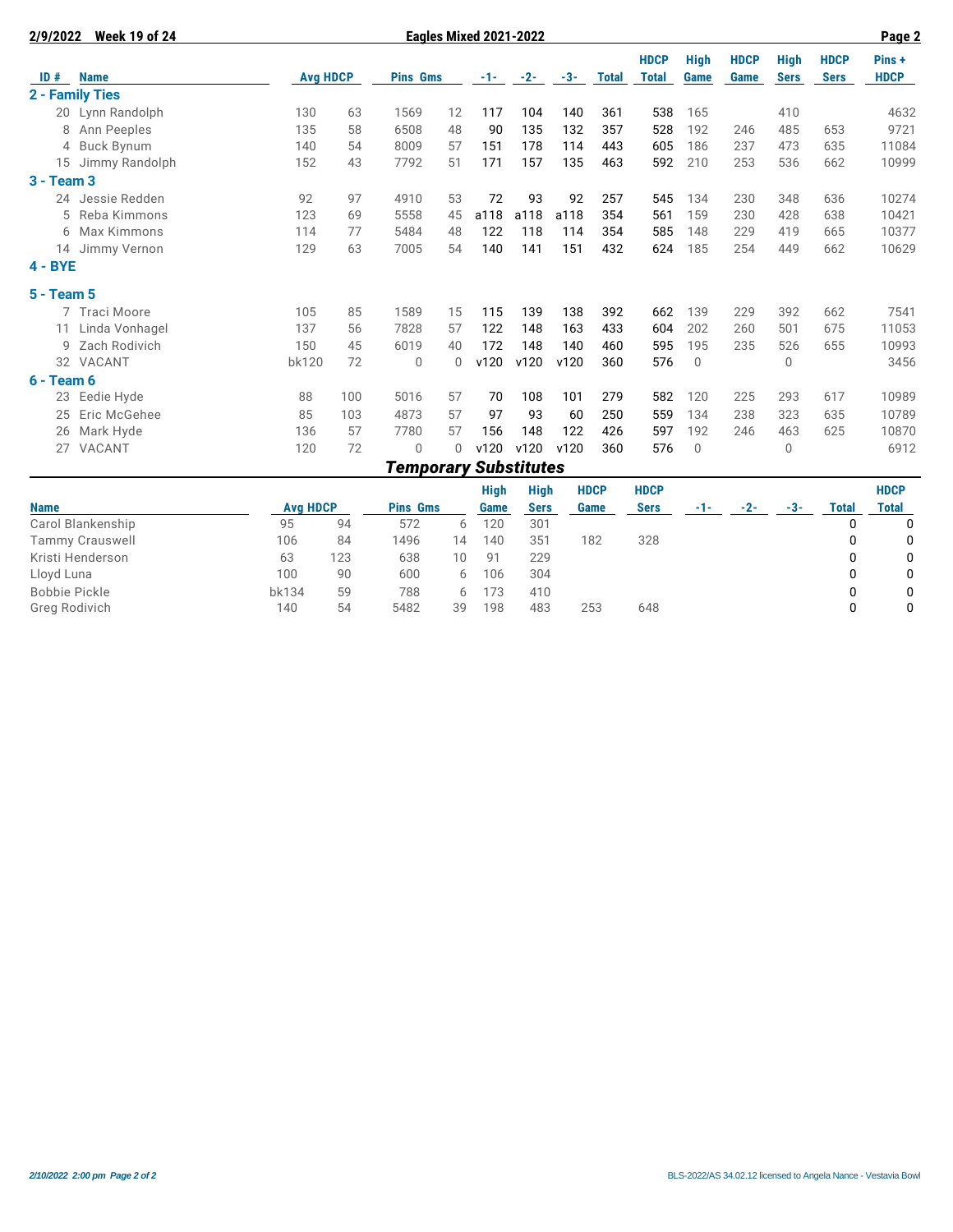| ID # | Name | Avg | HDCP | Pins | Gms | -1- | -2- | -3- | Total | HDCP Total | High Game | HDCP Game | High Sers | HDCP Sers | Pins + HDCP |
|---|---|---|---|---|---|---|---|---|---|---|---|---|---|---|---|
| **2 - Family Ties** | | | | | | | | | | | | | | | |
| 20 | Lynn Randolph | 130 | 63 | 1569 | 12 | 117 | 104 | 140 | 361 | 538 | 165 | | 410 | | 4632 |
| 8 | Ann Peeples | 135 | 58 | 6508 | 48 | 90 | 135 | 132 | 357 | 528 | 192 | 246 | 485 | 653 | 9721 |
| 4 | Buck Bynum | 140 | 54 | 8009 | 57 | 151 | 178 | 114 | 443 | 605 | 186 | 237 | 473 | 635 | 11084 |
| 15 | Jimmy Randolph | 152 | 43 | 7792 | 51 | 171 | 157 | 135 | 463 | 592 | 210 | 253 | 536 | 662 | 10999 |
| **3 - Team 3** | | | | | | | | | | | | | | | |
| 24 | Jessie Redden | 92 | 97 | 4910 | 53 | 72 | 93 | 92 | 257 | 545 | 134 | 230 | 348 | 636 | 10274 |
| 5 | Reba Kimmons | 123 | 69 | 5558 | 45 | a118 | a118 | a118 | 354 | 561 | 159 | 230 | 428 | 638 | 10421 |
| 6 | Max Kimmons | 114 | 77 | 5484 | 48 | 122 | 118 | 114 | 354 | 585 | 148 | 229 | 419 | 665 | 10377 |
| 14 | Jimmy Vernon | 129 | 63 | 7005 | 54 | 140 | 141 | 151 | 432 | 624 | 185 | 254 | 449 | 662 | 10629 |
| **4 - BYE** | | | | | | | | | | | | | | | |
| **5 - Team 5** | | | | | | | | | | | | | | | |
| 7 | Traci Moore | 105 | 85 | 1589 | 15 | 115 | 139 | 138 | 392 | 662 | 139 | 229 | 392 | 662 | 7541 |
| 11 | Linda Vonhagel | 137 | 56 | 7828 | 57 | 122 | 148 | 163 | 433 | 604 | 202 | 260 | 501 | 675 | 11053 |
| 9 | Zach Rodivich | 150 | 45 | 6019 | 40 | 172 | 148 | 140 | 460 | 595 | 195 | 235 | 526 | 655 | 10993 |
| 32 | VACANT | bk120 | 72 | 0 | 0 | v120 | v120 | v120 | 360 | 576 | 0 | | 0 | | 3456 |
| **6 - Team 6** | | | | | | | | | | | | | | | |
| 23 | Eedie Hyde | 88 | 100 | 5016 | 57 | 70 | 108 | 101 | 279 | 582 | 120 | 225 | 293 | 617 | 10989 |
| 25 | Eric McGehee | 85 | 103 | 4873 | 57 | 97 | 93 | 60 | 250 | 559 | 134 | 238 | 323 | 635 | 10789 |
| 26 | Mark Hyde | 136 | 57 | 7780 | 57 | 156 | 148 | 122 | 426 | 597 | 192 | 246 | 463 | 625 | 10870 |
| 27 | VACANT | 120 | 72 | 0 | 0 | v120 | v120 | v120 | 360 | 576 | 0 | | 0 | | 6912 |

## *Temporary Substitutes*

| Name | Avg | HDCP | Pins | Gms | High Game | High Sers | HDCP Game | HDCP Sers | -1- | -2- | -3- | Total | HDCP Total |
|---|---|---|---|---|---|---|---|---|---|---|---|---|---|
| Carol Blankenship | 95 | 94 | 572 | 6 | 120 | 301 | | | | | | 0 | 0 |
| Tammy Crauswell | 106 | 84 | 1496 | 14 | 140 | 351 | 182 | 328 | | | | 0 | 0 |
| Kristi Henderson | 63 | 123 | 638 | 10 | 91 | 229 | | | | | | 0 | 0 |
| Lloyd Luna | 100 | 90 | 600 | 6 | 106 | 304 | | | | | | 0 | 0 |
| Bobbie Pickle | bk134 | 59 | 788 | 6 | 173 | 410 | | | | | | 0 | 0 |
| Greg Rodivich | 140 | 54 | 5482 | 39 | 198 | 483 | 253 | 648 | | | | 0 | 0 |